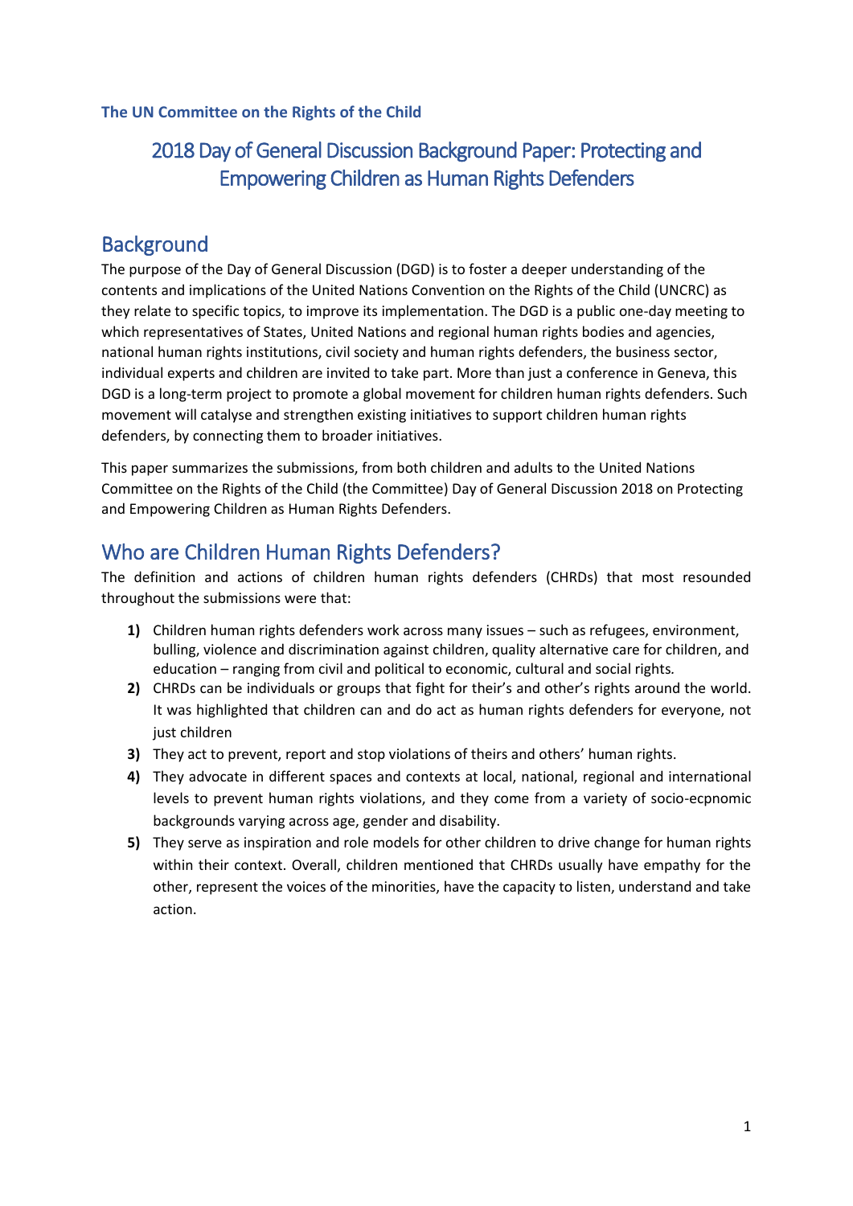**The UN Committee on the Rights of the Child**

# 2018 Day of General Discussion Background Paper: Protecting and Empowering Children as Human Rights Defenders

## Background

The purpose of the Day of General Discussion (DGD) is to foster a deeper understanding of the contents and implications of the United Nations Convention on the Rights of the Child (UNCRC) as they relate to specific topics, to improve its implementation. The DGD is a public one-day meeting to which representatives of States, United Nations and regional human rights bodies and agencies, national human rights institutions, civil society and human rights defenders, the business sector, individual experts and children are invited to take part. More than just a conference in Geneva, this DGD is a long-term project to promote a global movement for children human rights defenders. Such movement will catalyse and strengthen existing initiatives to support children human rights defenders, by connecting them to broader initiatives.

This paper summarizes the submissions, from both children and adults to the United Nations Committee on the Rights of the Child (the Committee) Day of General Discussion 2018 on Protecting and Empowering Children as Human Rights Defenders.

## Who are Children Human Rights Defenders?

The definition and actions of children human rights defenders (CHRDs) that most resounded throughout the submissions were that:

1) Children human rights defenders work across many issues – such as refugees, environment, bulling, violence and discrimination against children, quality alternative care for children, and education – ranging from civil and political to economic, cultural and social rights.
2) CHRDs can be individuals or groups that fight for their's and other's rights around the world. It was highlighted that children can and do act as human rights defenders for everyone, not just children
3) They act to prevent, report and stop violations of theirs and others' human rights.
4) They advocate in different spaces and contexts at local, national, regional and international levels to prevent human rights violations, and they come from a variety of socio-ecpnomic backgrounds varying across age, gender and disability.
5) They serve as inspiration and role models for other children to drive change for human rights within their context. Overall, children mentioned that CHRDs usually have empathy for the other, represent the voices of the minorities, have the capacity to listen, understand and take action.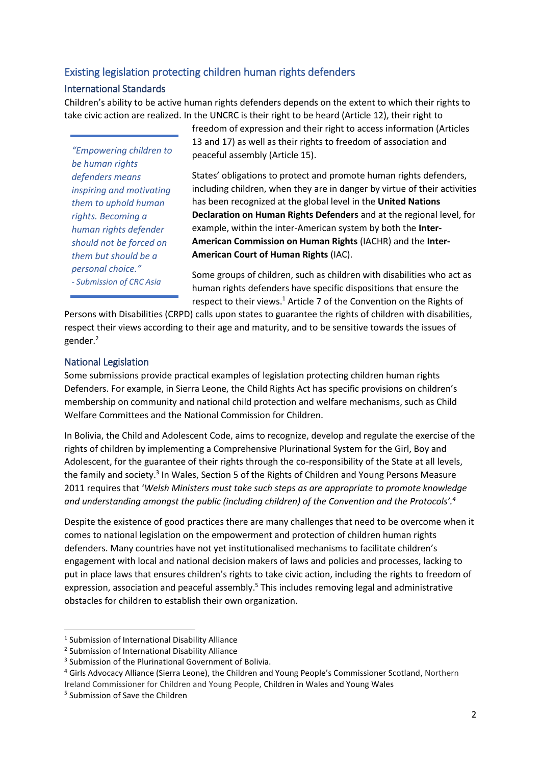## Existing legislation protecting children human rights defenders

### International Standards

Children's ability to be active human rights defenders depends on the extent to which their rights to take civic action are realized. In the UNCRC is their right to be heard (Article 12), their right to freedom of expression and their right to access information (Articles 13 and 17) as well as their rights to freedom of association and peaceful assembly (Article 15).

> *"Empowering children to be human rights defenders means inspiring and motivating them to uphold human rights. Becoming a human rights defender should not be forced on them but should be a personal choice."*
> *- Submission of CRC Asia*

States' obligations to protect and promote human rights defenders, including children, when they are in danger by virtue of their activities has been recognized at the global level in the **United Nations Declaration on Human Rights Defenders** and at the regional level, for example, within the inter-American system by both the **Inter-American Commission on Human Rights** (IACHR) and the **Inter-American Court of Human Rights** (IAC).

Some groups of children, such as children with disabilities who act as human rights defenders have specific dispositions that ensure the respect to their views.[1] Article 7 of the Convention on the Rights of Persons with Disabilities (CRPD) calls upon states to guarantee the rights of children with disabilities, respect their views according to their age and maturity, and to be sensitive towards the issues of gender.[2]

### National Legislation

Some submissions provide practical examples of legislation protecting children human rights Defenders. For example, in Sierra Leone, the Child Rights Act has specific provisions on children's membership on community and national child protection and welfare mechanisms, such as Child Welfare Committees and the National Commission for Children.

In Bolivia, the Child and Adolescent Code, aims to recognize, develop and regulate the exercise of the rights of children by implementing a Comprehensive Plurinational System for the Girl, Boy and Adolescent, for the guarantee of their rights through the co-responsibility of the State at all levels, the family and society.[3] In Wales, Section 5 of the Rights of Children and Young Persons Measure 2011 requires that '*Welsh Ministers must take such steps as are appropriate to promote knowledge and understanding amongst the public (including children) of the Convention and the Protocols'.*[4]

Despite the existence of good practices there are many challenges that need to be overcome when it comes to national legislation on the empowerment and protection of children human rights defenders. Many countries have not yet institutionalised mechanisms to facilitate children's engagement with local and national decision makers of laws and policies and processes, lacking to put in place laws that ensures children's rights to take civic action, including the rights to freedom of expression, association and peaceful assembly.[5] This includes removing legal and administrative obstacles for children to establish their own organization.

---

[1] Submission of International Disability Alliance

[2] Submission of International Disability Alliance

[3] Submission of the Plurinational Government of Bolivia.

[4] Girls Advocacy Alliance (Sierra Leone), the Children and Young People's Commissioner Scotland, Northern Ireland Commissioner for Children and Young People, Children in Wales and Young Wales

[5] Submission of Save the Children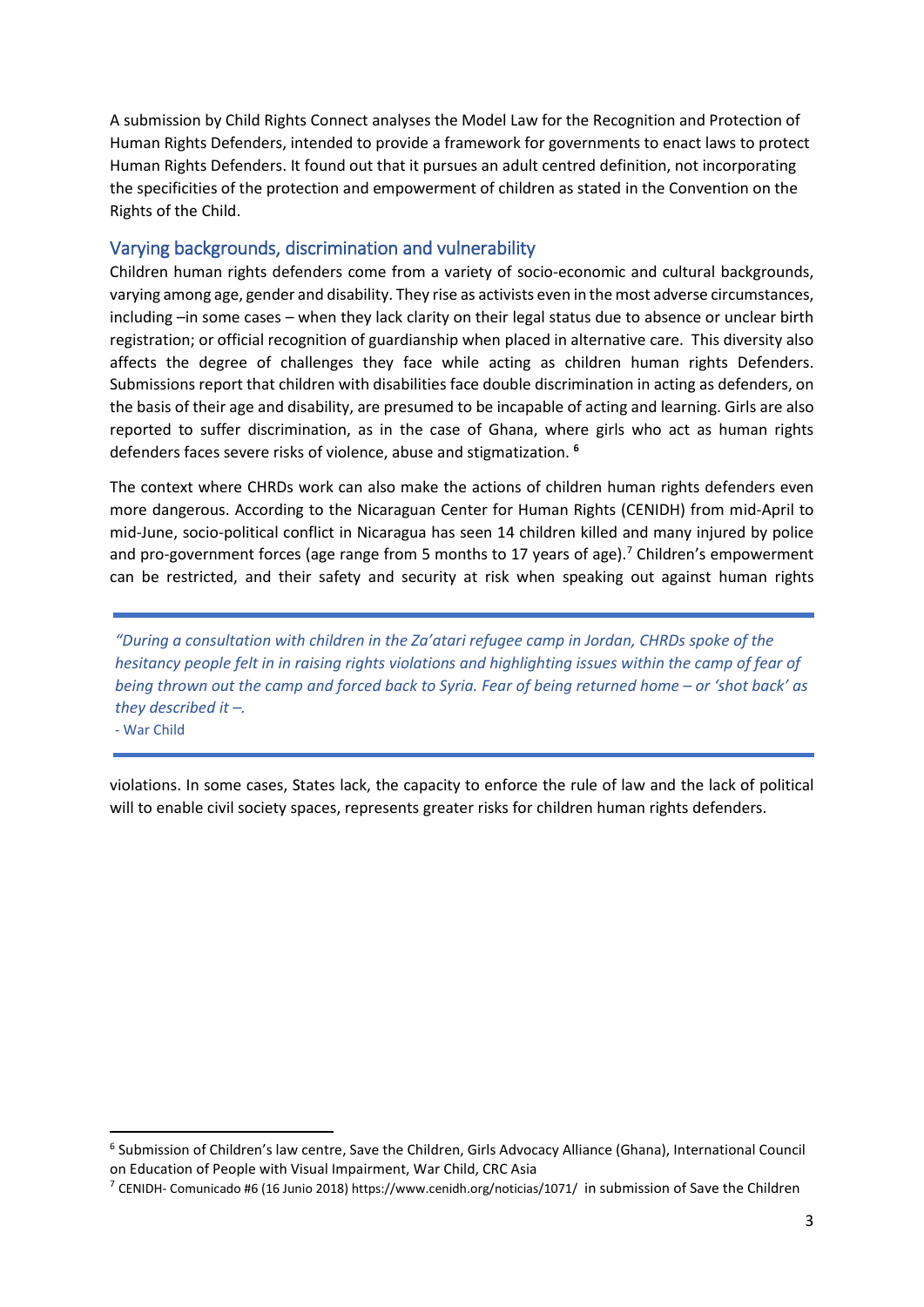A submission by Child Rights Connect analyses the Model Law for the Recognition and Protection of Human Rights Defenders, intended to provide a framework for governments to enact laws to protect Human Rights Defenders. It found out that it pursues an adult centred definition, not incorporating the specificities of the protection and empowerment of children as stated in the Convention on the Rights of the Child.

## Varying backgrounds, discrimination and vulnerability

Children human rights defenders come from a variety of socio-economic and cultural backgrounds, varying among age, gender and disability. They rise as activists even in the most adverse circumstances, including –in some cases – when they lack clarity on their legal status due to absence or unclear birth registration; or official recognition of guardianship when placed in alternative care. This diversity also affects the degree of challenges they face while acting as children human rights Defenders. Submissions report that children with disabilities face double discrimination in acting as defenders, on the basis of their age and disability, are presumed to be incapable of acting and learning. Girls are also reported to suffer discrimination, as in the case of Ghana, where girls who act as human rights defenders faces severe risks of violence, abuse and stigmatization. [6]

The context where CHRDs work can also make the actions of children human rights defenders even more dangerous. According to the Nicaraguan Center for Human Rights (CENIDH) from mid-April to mid-June, socio-political conflict in Nicaragua has seen 14 children killed and many injured by police and pro-government forces (age range from 5 months to 17 years of age).[7] Children's empowerment can be restricted, and their safety and security at risk when speaking out against human rights violations. In some cases, States lack, the capacity to enforce the rule of law and the lack of political will to enable civil society spaces, represents greater risks for children human rights defenders.

> *"During a consultation with children in the Za'atari refugee camp in Jordan, CHRDs spoke of the hesitancy people felt in in raising rights violations and highlighting issues within the camp of fear of being thrown out the camp and forced back to Syria. Fear of being returned home – or 'shot back' as they described it –.*
>
> - War Child

---

[6] Submission of Children's law centre, Save the Children, Girls Advocacy Alliance (Ghana), International Council on Education of People with Visual Impairment, War Child, CRC Asia

[7] CENIDH- Comunicado #6 (16 Junio 2018) https://www.cenidh.org/noticias/1071/ in submission of Save the Children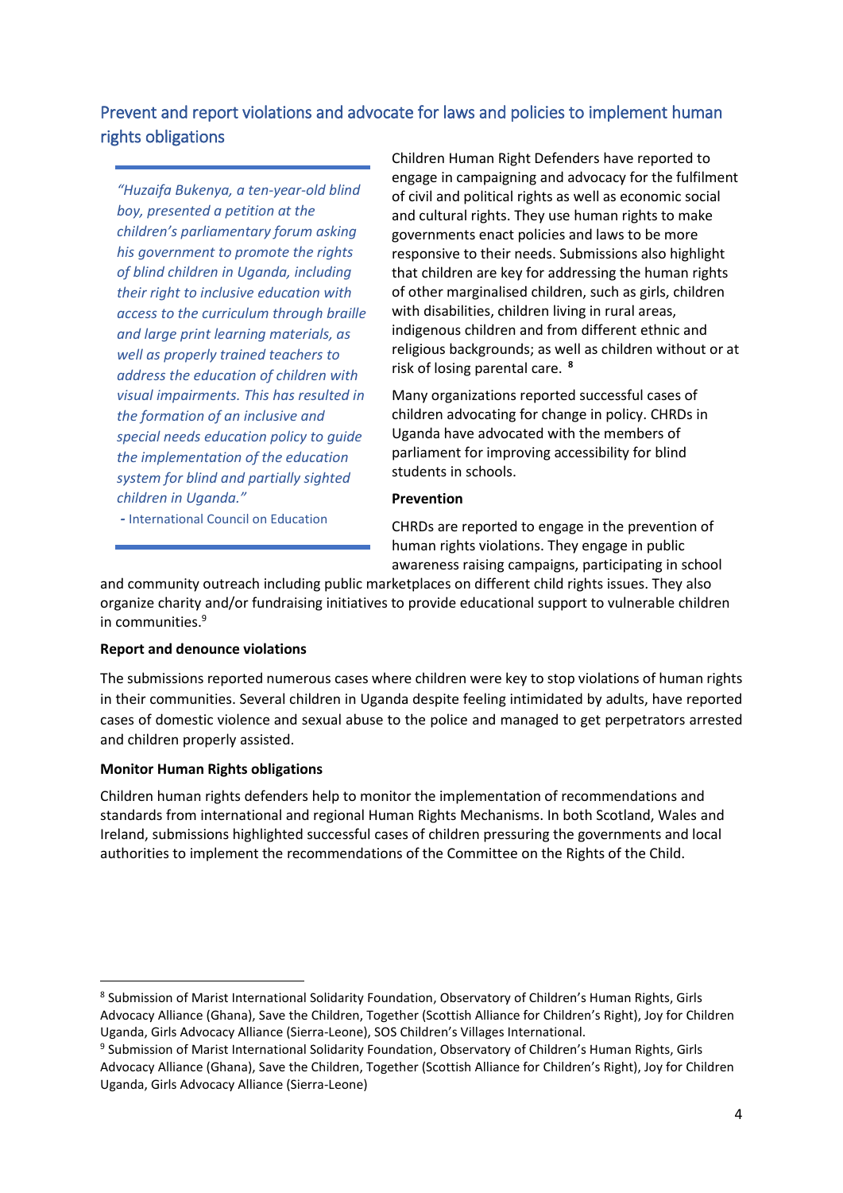## Prevent and report violations and advocate for laws and policies to implement human rights obligations

> *"Huzaifa Bukenya, a ten-year-old blind boy, presented a petition at the children's parliamentary forum asking his government to promote the rights of blind children in Uganda, including their right to inclusive education with access to the curriculum through braille and large print learning materials, as well as properly trained teachers to address the education of children with visual impairments. This has resulted in the formation of an inclusive and special needs education policy to guide the implementation of the education system for blind and partially sighted children in Uganda."*
>
> \- International Council on Education

Children Human Right Defenders have reported to engage in campaigning and advocacy for the fulfilment of civil and political rights as well as economic social and cultural rights. They use human rights to make governments enact policies and laws to be more responsive to their needs. Submissions also highlight that children are key for addressing the human rights of other marginalised children, such as girls, children with disabilities, children living in rural areas, indigenous children and from different ethnic and religious backgrounds; as well as children without or at risk of losing parental care. [8]

Many organizations reported successful cases of children advocating for change in policy. CHRDs in Uganda have advocated with the members of parliament for improving accessibility for blind students in schools.

**Prevention**

CHRDs are reported to engage in the prevention of human rights violations. They engage in public awareness raising campaigns, participating in school and community outreach including public marketplaces on different child rights issues. They also organize charity and/or fundraising initiatives to provide educational support to vulnerable children in communities.[9]

**Report and denounce violations**

The submissions reported numerous cases where children were key to stop violations of human rights in their communities. Several children in Uganda despite feeling intimidated by adults, have reported cases of domestic violence and sexual abuse to the police and managed to get perpetrators arrested and children properly assisted.

**Monitor Human Rights obligations**

Children human rights defenders help to monitor the implementation of recommendations and standards from international and regional Human Rights Mechanisms. In both Scotland, Wales and Ireland, submissions highlighted successful cases of children pressuring the governments and local authorities to implement the recommendations of the Committee on the Rights of the Child.

---

[8] Submission of Marist International Solidarity Foundation, Observatory of Children's Human Rights, Girls Advocacy Alliance (Ghana), Save the Children, Together (Scottish Alliance for Children's Right), Joy for Children Uganda, Girls Advocacy Alliance (Sierra-Leone), SOS Children's Villages International.

[9] Submission of Marist International Solidarity Foundation, Observatory of Children's Human Rights, Girls Advocacy Alliance (Ghana), Save the Children, Together (Scottish Alliance for Children's Right), Joy for Children Uganda, Girls Advocacy Alliance (Sierra-Leone)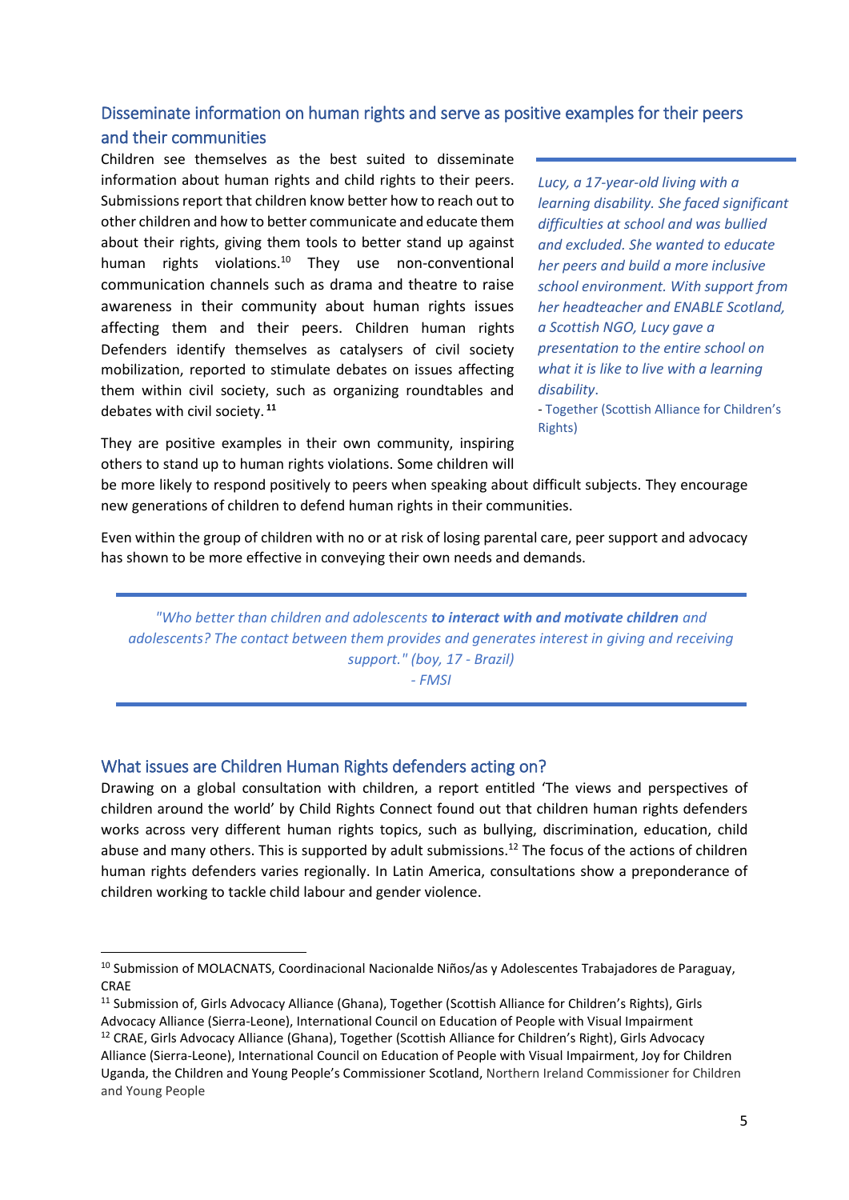## Disseminate information on human rights and serve as positive examples for their peers and their communities

Children see themselves as the best suited to disseminate information about human rights and child rights to their peers. Submissions report that children know better how to reach out to other children and how to better communicate and educate them about their rights, giving them tools to better stand up against human rights violations.[10] They use non-conventional communication channels such as drama and theatre to raise awareness in their community about human rights issues affecting them and their peers. Children human rights Defenders identify themselves as catalysers of civil society mobilization, reported to stimulate debates on issues affecting them within civil society, such as organizing roundtables and debates with civil society.[11]

> *Lucy, a 17-year-old living with a learning disability. She faced significant difficulties at school and was bullied and excluded. She wanted to educate her peers and build a more inclusive school environment. With support from her headteacher and ENABLE Scotland, a Scottish NGO, Lucy gave a presentation to the entire school on what it is like to live with a learning disability.*
>
> - Together (Scottish Alliance for Children's Rights)

They are positive examples in their own community, inspiring others to stand up to human rights violations. Some children will be more likely to respond positively to peers when speaking about difficult subjects. They encourage new generations of children to defend human rights in their communities.

Even within the group of children with no or at risk of losing parental care, peer support and advocacy has shown to be more effective in conveying their own needs and demands.

> *"Who better than children and adolescents **to interact with and motivate children** and adolescents? The contact between them provides and generates interest in giving and receiving support." (boy, 17 - Brazil)*
>
> *- FMSI*

## What issues are Children Human Rights defenders acting on?

Drawing on a global consultation with children, a report entitled 'The views and perspectives of children around the world' by Child Rights Connect found out that children human rights defenders works across very different human rights topics, such as bullying, discrimination, education, child abuse and many others. This is supported by adult submissions.[12] The focus of the actions of children human rights defenders varies regionally. In Latin America, consultations show a preponderance of children working to tackle child labour and gender violence.

---

[10] Submission of MOLACNATS, Coordinacional Nacionalde Niños/as y Adolescentes Trabajadores de Paraguay, CRAE

[11] Submission of, Girls Advocacy Alliance (Ghana), Together (Scottish Alliance for Children's Rights), Girls Advocacy Alliance (Sierra-Leone), International Council on Education of People with Visual Impairment

[12] CRAE, Girls Advocacy Alliance (Ghana), Together (Scottish Alliance for Children's Right), Girls Advocacy Alliance (Sierra-Leone), International Council on Education of People with Visual Impairment, Joy for Children Uganda, the Children and Young People's Commissioner Scotland, Northern Ireland Commissioner for Children and Young People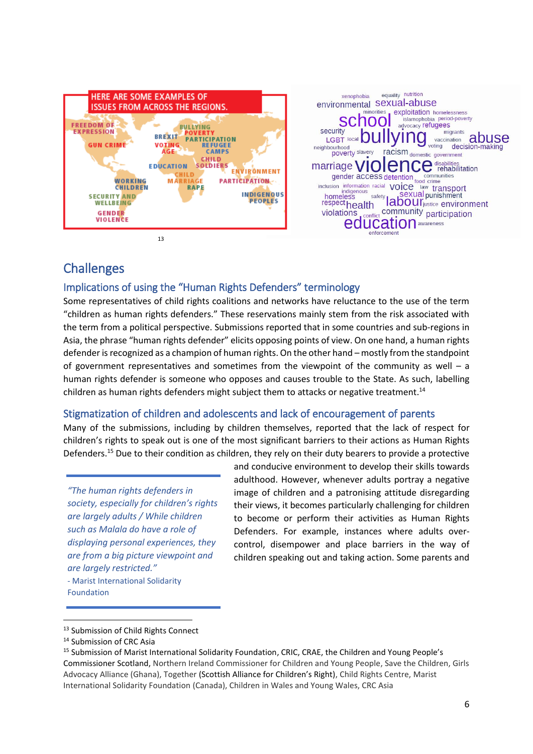HERE ARE SOME EXAMPLES OF ISSUES FROM ACROSS THE REGIONS.

FREEDOM OF EXPRESSION
GUN CRIME
BULLYING
POVERTY
BREXIT
PARTICIPATION
VOTING AGE
REFUGEE CAMPS
CHILD SOLDIERS
EDUCATION
ENVIRONMENT
CHILD MARRIAGE
PARTICIPATION
WORKING CHILDREN
RAPE
INDIGENOUS PEOPLES
SECURITY AND WELLBEING
GENDER VIOLENCE

[13]

xenophobia equality nutrition
environmental sexual-abuse
minorities exploitation homelessness
school islamophobia period-poverty
advocacy refugees
security migrants
LGBT local bullying vaccination abuse
neighbourhood voting decision-making
poverty slavery racism domestic government
marriage violence disabilities rehabilitation
gender access detention communities
food crime
inclusion information racial voice law transport
indigenous
homeless safety sexual punishment
respect health labour justice environment
violations conflict community participation
education awareness
enforcement

## Challenges

### Implications of using the "Human Rights Defenders" terminology

Some representatives of child rights coalitions and networks have reluctance to the use of the term "children as human rights defenders." These reservations mainly stem from the risk associated with the term from a political perspective. Submissions reported that in some countries and sub-regions in Asia, the phrase "human rights defender" elicits opposing points of view. On one hand, a human rights defender is recognized as a champion of human rights. On the other hand – mostly from the standpoint of government representatives and sometimes from the viewpoint of the community as well – a human rights defender is someone who opposes and causes trouble to the State. As such, labelling children as human rights defenders might subject them to attacks or negative treatment.[14]

### Stigmatization of children and adolescents and lack of encouragement of parents

Many of the submissions, including by children themselves, reported that the lack of respect for children's rights to speak out is one of the most significant barriers to their actions as Human Rights Defenders.[15] Due to their condition as children, they rely on their duty bearers to provide a protective and conducive environment to develop their skills towards adulthood. However, whenever adults portray a negative image of children and a patronising attitude disregarding their views, it becomes particularly challenging for children to become or perform their activities as Human Rights Defenders. For example, instances where adults over-control, disempower and place barriers in the way of children speaking out and taking action. Some parents and

> *"The human rights defenders in society, especially for children's rights are largely adults / While children such as Malala do have a role of displaying personal experiences, they are from a big picture viewpoint and are largely restricted."*
>
> - Marist International Solidarity Foundation

---

[13] Submission of Child Rights Connect

[14] Submission of CRC Asia

[15] Submission of Marist International Solidarity Foundation, CRIC, CRAE, the Children and Young People's Commissioner Scotland, Northern Ireland Commissioner for Children and Young People, Save the Children, Girls Advocacy Alliance (Ghana), Together (Scottish Alliance for Children's Right), Child Rights Centre, Marist International Solidarity Foundation (Canada), Children in Wales and Young Wales, CRC Asia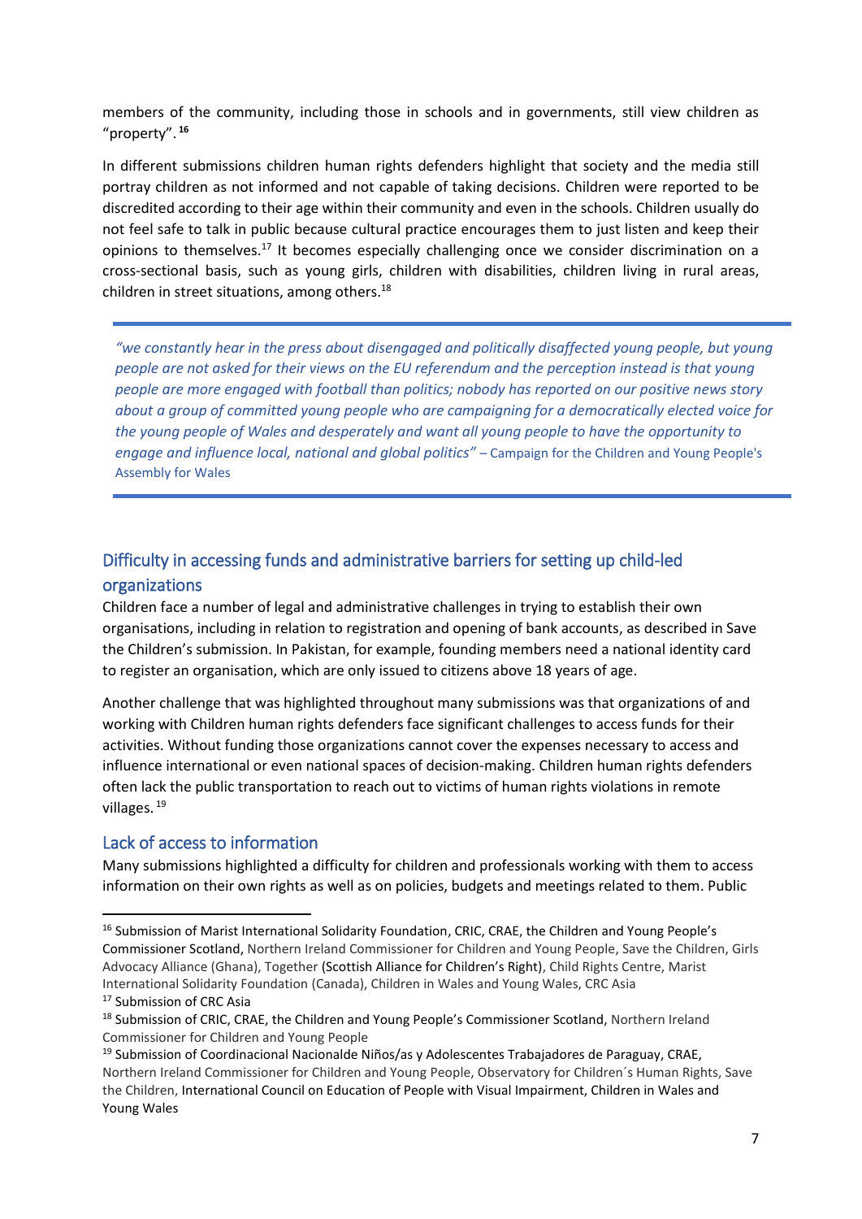members of the community, including those in schools and in governments, still view children as "property".[16]

In different submissions children human rights defenders highlight that society and the media still portray children as not informed and not capable of taking decisions. Children were reported to be discredited according to their age within their community and even in the schools. Children usually do not feel safe to talk in public because cultural practice encourages them to just listen and keep their opinions to themselves.[17] It becomes especially challenging once we consider discrimination on a cross-sectional basis, such as young girls, children with disabilities, children living in rural areas, children in street situations, among others.[18]

> *"we constantly hear in the press about disengaged and politically disaffected young people, but young people are not asked for their views on the EU referendum and the perception instead is that young people are more engaged with football than politics; nobody has reported on our positive news story about a group of committed young people who are campaigning for a democratically elected voice for the young people of Wales and desperately and want all young people to have the opportunity to engage and influence local, national and global politics"* – Campaign for the Children and Young People's Assembly for Wales

## Difficulty in accessing funds and administrative barriers for setting up child-led organizations

Children face a number of legal and administrative challenges in trying to establish their own organisations, including in relation to registration and opening of bank accounts, as described in Save the Children's submission. In Pakistan, for example, founding members need a national identity card to register an organisation, which are only issued to citizens above 18 years of age.

Another challenge that was highlighted throughout many submissions was that organizations of and working with Children human rights defenders face significant challenges to access funds for their activities. Without funding those organizations cannot cover the expenses necessary to access and influence international or even national spaces of decision-making. Children human rights defenders often lack the public transportation to reach out to victims of human rights violations in remote villages.[19]

## Lack of access to information

Many submissions highlighted a difficulty for children and professionals working with them to access information on their own rights as well as on policies, budgets and meetings related to them. Public

---

[16] Submission of Marist International Solidarity Foundation, CRIC, CRAE, the Children and Young People's Commissioner Scotland, Northern Ireland Commissioner for Children and Young People, Save the Children, Girls Advocacy Alliance (Ghana), Together (Scottish Alliance for Children's Right), Child Rights Centre, Marist International Solidarity Foundation (Canada), Children in Wales and Young Wales, CRC Asia

[17] Submission of CRC Asia

[18] Submission of CRIC, CRAE, the Children and Young People's Commissioner Scotland, Northern Ireland Commissioner for Children and Young People

[19] Submission of Coordinacional Nacionalde Niños/as y Adolescentes Trabajadores de Paraguay, CRAE, Northern Ireland Commissioner for Children and Young People, Observatory for Children´s Human Rights, Save the Children, International Council on Education of People with Visual Impairment, Children in Wales and Young Wales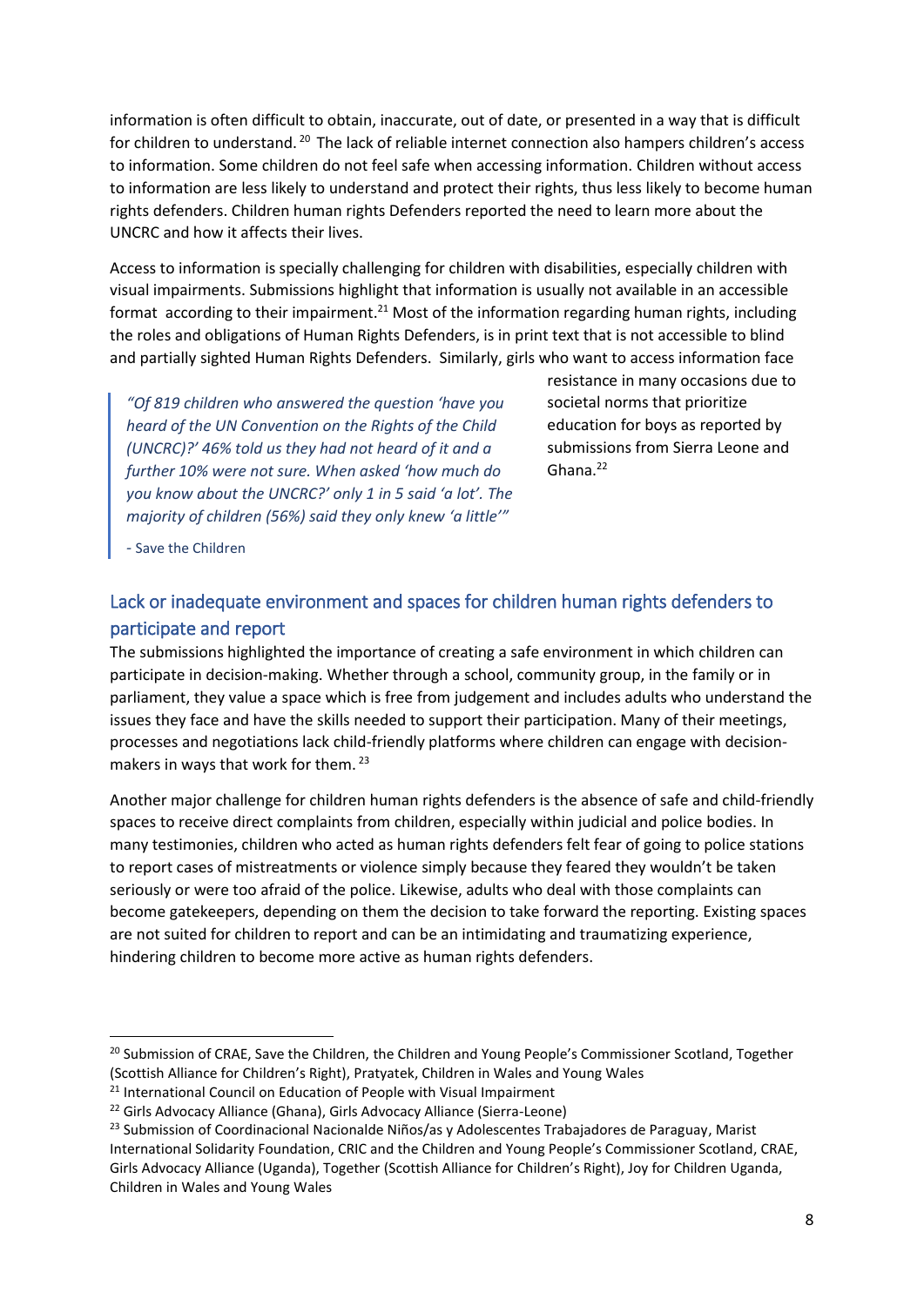information is often difficult to obtain, inaccurate, out of date, or presented in a way that is difficult for children to understand. [20] The lack of reliable internet connection also hampers children's access to information. Some children do not feel safe when accessing information. Children without access to information are less likely to understand and protect their rights, thus less likely to become human rights defenders. Children human rights Defenders reported the need to learn more about the UNCRC and how it affects their lives.

Access to information is specially challenging for children with disabilities, especially children with visual impairments. Submissions highlight that information is usually not available in an accessible format according to their impairment.[21] Most of the information regarding human rights, including the roles and obligations of Human Rights Defenders, is in print text that is not accessible to blind and partially sighted Human Rights Defenders. Similarly, girls who want to access information face resistance in many occasions due to societal norms that prioritize education for boys as reported by submissions from Sierra Leone and Ghana.[22]

> *"Of 819 children who answered the question 'have you heard of the UN Convention on the Rights of the Child (UNCRC)?' 46% told us they had not heard of it and a further 10% were not sure. When asked 'how much do you know about the UNCRC?' only 1 in 5 said 'a lot'. The majority of children (56%) said they only knew 'a little'"*
>
> \- Save the Children

## Lack or inadequate environment and spaces for children human rights defenders to participate and report

The submissions highlighted the importance of creating a safe environment in which children can participate in decision-making. Whether through a school, community group, in the family or in parliament, they value a space which is free from judgement and includes adults who understand the issues they face and have the skills needed to support their participation. Many of their meetings, processes and negotiations lack child-friendly platforms where children can engage with decision-makers in ways that work for them. [23]

Another major challenge for children human rights defenders is the absence of safe and child-friendly spaces to receive direct complaints from children, especially within judicial and police bodies. In many testimonies, children who acted as human rights defenders felt fear of going to police stations to report cases of mistreatments or violence simply because they feared they wouldn't be taken seriously or were too afraid of the police. Likewise, adults who deal with those complaints can become gatekeepers, depending on them the decision to take forward the reporting. Existing spaces are not suited for children to report and can be an intimidating and traumatizing experience, hindering children to become more active as human rights defenders.

---

[20] Submission of CRAE, Save the Children, the Children and Young People's Commissioner Scotland, Together (Scottish Alliance for Children's Right), Pratyatek, Children in Wales and Young Wales

[21] International Council on Education of People with Visual Impairment

[22] Girls Advocacy Alliance (Ghana), Girls Advocacy Alliance (Sierra-Leone)

[23] Submission of Coordinacional Nacionalde Niños/as y Adolescentes Trabajadores de Paraguay, Marist International Solidarity Foundation, CRIC and the Children and Young People's Commissioner Scotland, CRAE, Girls Advocacy Alliance (Uganda), Together (Scottish Alliance for Children's Right), Joy for Children Uganda, Children in Wales and Young Wales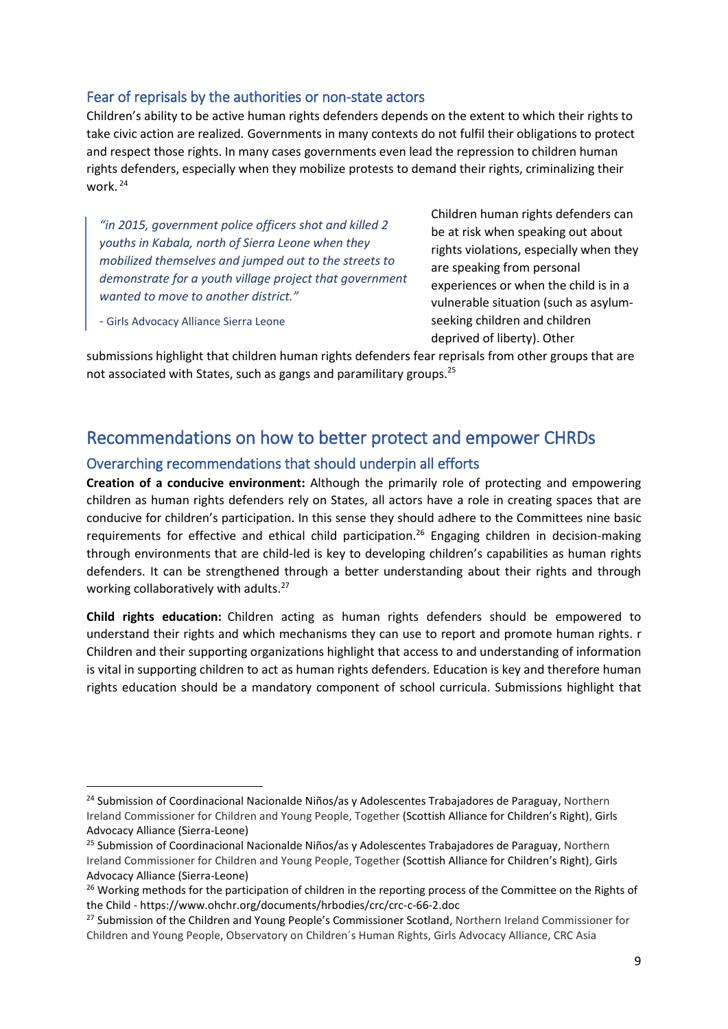### Fear of reprisals by the authorities or non-state actors

Children's ability to be active human rights defenders depends on the extent to which their rights to take civic action are realized. Governments in many contexts do not fulfil their obligations to protect and respect those rights. In many cases governments even lead the repression to children human rights defenders, especially when they mobilize protests to demand their rights, criminalizing their work. [24]

> *"in 2015, government police officers shot and killed 2 youths in Kabala, north of Sierra Leone when they mobilized themselves and jumped out to the streets to demonstrate for a youth village project that government wanted to move to another district."*
>
> - Girls Advocacy Alliance Sierra Leone

Children human rights defenders can be at risk when speaking out about rights violations, especially when they are speaking from personal experiences or when the child is in a vulnerable situation (such as asylum-seeking children and children deprived of liberty). Other submissions highlight that children human rights defenders fear reprisals from other groups that are not associated with States, such as gangs and paramilitary groups.[25]

## Recommendations on how to better protect and empower CHRDs

### Overarching recommendations that should underpin all efforts

**Creation of a conducive environment:** Although the primarily role of protecting and empowering children as human rights defenders rely on States, all actors have a role in creating spaces that are conducive for children's participation. In this sense they should adhere to the Committees nine basic requirements for effective and ethical child participation.[26] Engaging children in decision-making through environments that are child-led is key to developing children's capabilities as human rights defenders. It can be strengthened through a better understanding about their rights and through working collaboratively with adults.[27]

**Child rights education:** Children acting as human rights defenders should be empowered to understand their rights and which mechanisms they can use to report and promote human rights. r Children and their supporting organizations highlight that access to and understanding of information is vital in supporting children to act as human rights defenders. Education is key and therefore human rights education should be a mandatory component of school curricula. Submissions highlight that

---

[24] Submission of Coordinacional Nacionalde Niños/as y Adolescentes Trabajadores de Paraguay, Northern Ireland Commissioner for Children and Young People, Together (Scottish Alliance for Children's Right), Girls Advocacy Alliance (Sierra-Leone)

[25] Submission of Coordinacional Nacionalde Niños/as y Adolescentes Trabajadores de Paraguay, Northern Ireland Commissioner for Children and Young People, Together (Scottish Alliance for Children's Right), Girls Advocacy Alliance (Sierra-Leone)

[26] Working methods for the participation of children in the reporting process of the Committee on the Rights of the Child - https://www.ohchr.org/documents/hrbodies/crc/crc-c-66-2.doc

[27] Submission of the Children and Young People's Commissioner Scotland, Northern Ireland Commissioner for Children and Young People, Observatory on Children´s Human Rights, Girls Advocacy Alliance, CRC Asia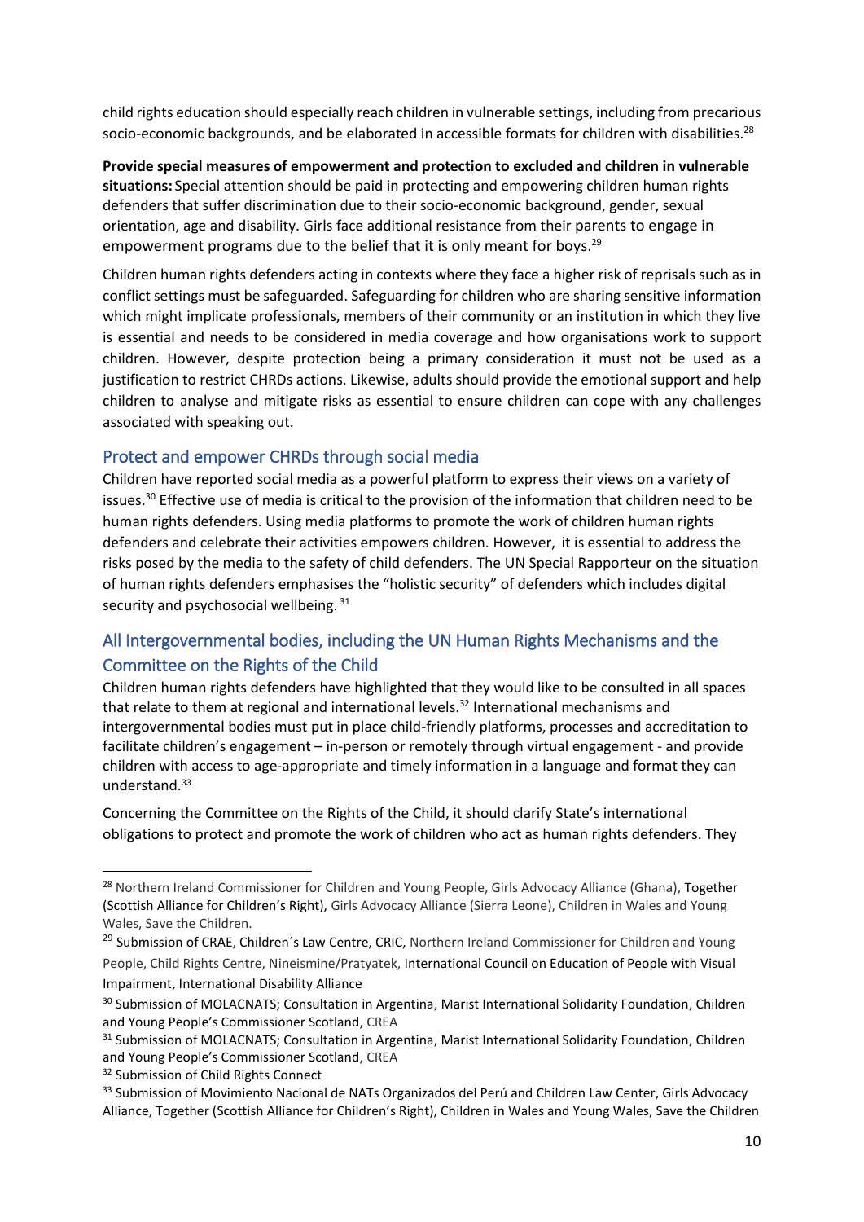child rights education should especially reach children in vulnerable settings, including from precarious socio-economic backgrounds, and be elaborated in accessible formats for children with disabilities.[28]

**Provide special measures of empowerment and protection to excluded and children in vulnerable situations:** Special attention should be paid in protecting and empowering children human rights defenders that suffer discrimination due to their socio-economic background, gender, sexual orientation, age and disability. Girls face additional resistance from their parents to engage in empowerment programs due to the belief that it is only meant for boys.[29]

Children human rights defenders acting in contexts where they face a higher risk of reprisals such as in conflict settings must be safeguarded. Safeguarding for children who are sharing sensitive information which might implicate professionals, members of their community or an institution in which they live is essential and needs to be considered in media coverage and how organisations work to support children. However, despite protection being a primary consideration it must not be used as a justification to restrict CHRDs actions. Likewise, adults should provide the emotional support and help children to analyse and mitigate risks as essential to ensure children can cope with any challenges associated with speaking out.

## Protect and empower CHRDs through social media

Children have reported social media as a powerful platform to express their views on a variety of issues.[30] Effective use of media is critical to the provision of the information that children need to be human rights defenders. Using media platforms to promote the work of children human rights defenders and celebrate their activities empowers children. However, it is essential to address the risks posed by the media to the safety of child defenders. The UN Special Rapporteur on the situation of human rights defenders emphasises the "holistic security" of defenders which includes digital security and psychosocial wellbeing.[31]

## All Intergovernmental bodies, including the UN Human Rights Mechanisms and the Committee on the Rights of the Child

Children human rights defenders have highlighted that they would like to be consulted in all spaces that relate to them at regional and international levels.[32] International mechanisms and intergovernmental bodies must put in place child-friendly platforms, processes and accreditation to facilitate children's engagement – in-person or remotely through virtual engagement - and provide children with access to age-appropriate and timely information in a language and format they can understand.[33]

Concerning the Committee on the Rights of the Child, it should clarify State's international obligations to protect and promote the work of children who act as human rights defenders. They

---

[28] Northern Ireland Commissioner for Children and Young People, Girls Advocacy Alliance (Ghana), Together (Scottish Alliance for Children's Right), Girls Advocacy Alliance (Sierra Leone), Children in Wales and Young Wales, Save the Children.

[29] Submission of CRAE, Children´s Law Centre, CRIC, Northern Ireland Commissioner for Children and Young People, Child Rights Centre, Nineismine/Pratyatek, International Council on Education of People with Visual Impairment, International Disability Alliance

[30] Submission of MOLACNATS; Consultation in Argentina, Marist International Solidarity Foundation, Children and Young People's Commissioner Scotland, CREA

[31] Submission of MOLACNATS; Consultation in Argentina, Marist International Solidarity Foundation, Children and Young People's Commissioner Scotland, CREA

[32] Submission of Child Rights Connect

[33] Submission of Movimiento Nacional de NATs Organizados del Perú and Children Law Center, Girls Advocacy Alliance, Together (Scottish Alliance for Children's Right), Children in Wales and Young Wales, Save the Children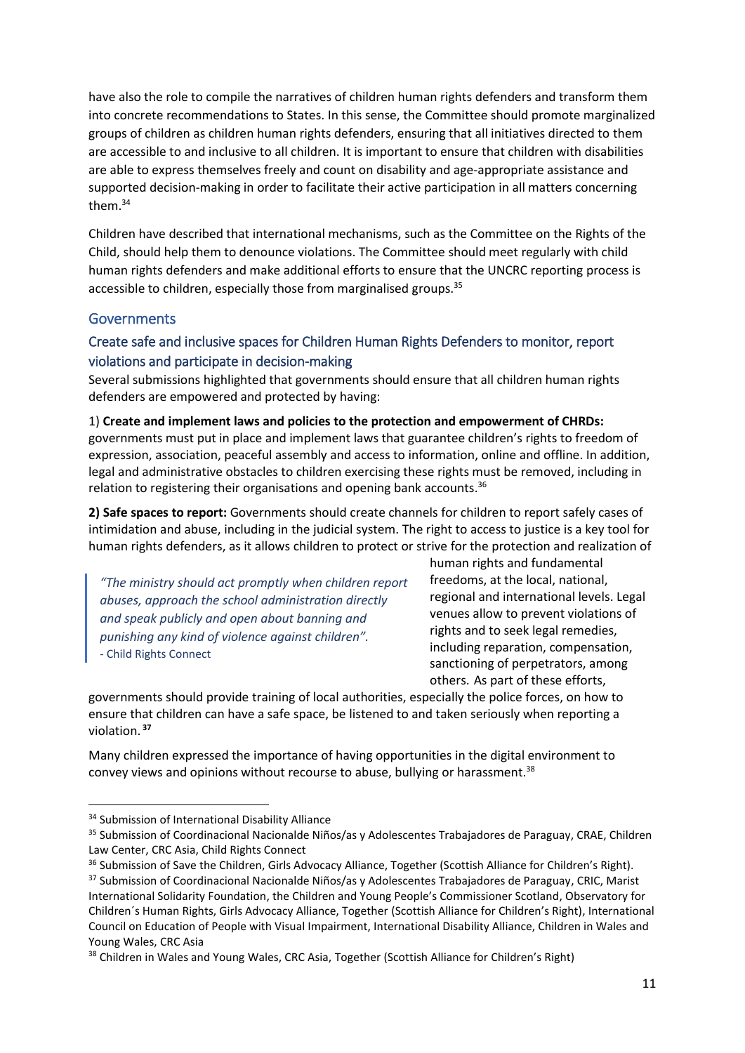have also the role to compile the narratives of children human rights defenders and transform them into concrete recommendations to States. In this sense, the Committee should promote marginalized groups of children as children human rights defenders, ensuring that all initiatives directed to them are accessible to and inclusive to all children. It is important to ensure that children with disabilities are able to express themselves freely and count on disability and age-appropriate assistance and supported decision-making in order to facilitate their active participation in all matters concerning them.[34]

Children have described that international mechanisms, such as the Committee on the Rights of the Child, should help them to denounce violations. The Committee should meet regularly with child human rights defenders and make additional efforts to ensure that the UNCRC reporting process is accessible to children, especially those from marginalised groups.[35]

## Governments

### Create safe and inclusive spaces for Children Human Rights Defenders to monitor, report violations and participate in decision-making

Several submissions highlighted that governments should ensure that all children human rights defenders are empowered and protected by having:

1) **Create and implement laws and policies to the protection and empowerment of CHRDs:** governments must put in place and implement laws that guarantee children's rights to freedom of expression, association, peaceful assembly and access to information, online and offline. In addition, legal and administrative obstacles to children exercising these rights must be removed, including in relation to registering their organisations and opening bank accounts.[36]

**2) Safe spaces to report:** Governments should create channels for children to report safely cases of intimidation and abuse, including in the judicial system. The right to access to justice is a key tool for human rights defenders, as it allows children to protect or strive for the protection and realization of human rights and fundamental freedoms, at the local, national, regional and international levels. Legal venues allow to prevent violations of rights and to seek legal remedies, including reparation, compensation, sanctioning of perpetrators, among others. As part of these efforts, governments should provide training of local authorities, especially the police forces, on how to ensure that children can have a safe space, be listened to and taken seriously when reporting a violation.[37]

> *"The ministry should act promptly when children report abuses, approach the school administration directly and speak publicly and open about banning and punishing any kind of violence against children".*
> - Child Rights Connect

Many children expressed the importance of having opportunities in the digital environment to convey views and opinions without recourse to abuse, bullying or harassment.[38]

---

[34] Submission of International Disability Alliance

[35] Submission of Coordinacional Nacionalde Niños/as y Adolescentes Trabajadores de Paraguay, CRAE, Children Law Center, CRC Asia, Child Rights Connect

[36] Submission of Save the Children, Girls Advocacy Alliance, Together (Scottish Alliance for Children's Right).

[37] Submission of Coordinacional Nacionalde Niños/as y Adolescentes Trabajadores de Paraguay, CRIC, Marist International Solidarity Foundation, the Children and Young People's Commissioner Scotland, Observatory for Children´s Human Rights, Girls Advocacy Alliance, Together (Scottish Alliance for Children's Right), International Council on Education of People with Visual Impairment, International Disability Alliance, Children in Wales and Young Wales, CRC Asia

[38] Children in Wales and Young Wales, CRC Asia, Together (Scottish Alliance for Children's Right)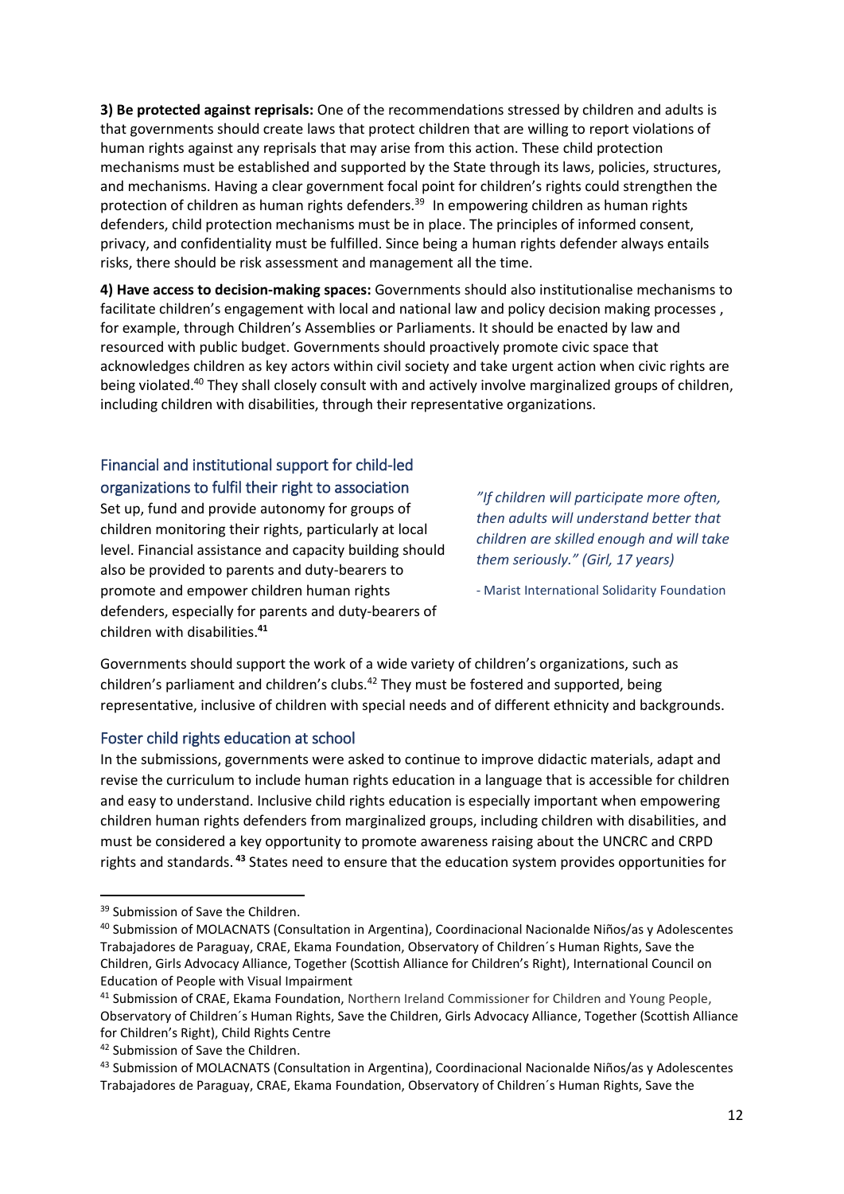**3) Be protected against reprisals:** One of the recommendations stressed by children and adults is that governments should create laws that protect children that are willing to report violations of human rights against any reprisals that may arise from this action. These child protection mechanisms must be established and supported by the State through its laws, policies, structures, and mechanisms. Having a clear government focal point for children's rights could strengthen the protection of children as human rights defenders.[39] In empowering children as human rights defenders, child protection mechanisms must be in place. The principles of informed consent, privacy, and confidentiality must be fulfilled. Since being a human rights defender always entails risks, there should be risk assessment and management all the time.

**4) Have access to decision-making spaces:** Governments should also institutionalise mechanisms to facilitate children's engagement with local and national law and policy decision making processes , for example, through Children's Assemblies or Parliaments. It should be enacted by law and resourced with public budget. Governments should proactively promote civic space that acknowledges children as key actors within civil society and take urgent action when civic rights are being violated.[40] They shall closely consult with and actively involve marginalized groups of children, including children with disabilities, through their representative organizations.

## Financial and institutional support for child-led organizations to fulfil their right to association

Set up, fund and provide autonomy for groups of children monitoring their rights, particularly at local level. Financial assistance and capacity building should also be provided to parents and duty-bearers to promote and empower children human rights defenders, especially for parents and duty-bearers of children with disabilities.[41]

*"If children will participate more often, then adults will understand better that children are skilled enough and will take them seriously." (Girl, 17 years)*

- Marist International Solidarity Foundation

Governments should support the work of a wide variety of children's organizations, such as children's parliament and children's clubs.[42] They must be fostered and supported, being representative, inclusive of children with special needs and of different ethnicity and backgrounds.

## Foster child rights education at school

In the submissions, governments were asked to continue to improve didactic materials, adapt and revise the curriculum to include human rights education in a language that is accessible for children and easy to understand. Inclusive child rights education is especially important when empowering children human rights defenders from marginalized groups, including children with disabilities, and must be considered a key opportunity to promote awareness raising about the UNCRC and CRPD rights and standards.[43] States need to ensure that the education system provides opportunities for

---

[39] Submission of Save the Children.

[40] Submission of MOLACNATS (Consultation in Argentina), Coordinacional Nacionalde Niños/as y Adolescentes Trabajadores de Paraguay, CRAE, Ekama Foundation, Observatory of Children´s Human Rights, Save the Children, Girls Advocacy Alliance, Together (Scottish Alliance for Children's Right), International Council on Education of People with Visual Impairment

[41] Submission of CRAE, Ekama Foundation, Northern Ireland Commissioner for Children and Young People, Observatory of Children´s Human Rights, Save the Children, Girls Advocacy Alliance, Together (Scottish Alliance for Children's Right), Child Rights Centre

[42] Submission of Save the Children.

[43] Submission of MOLACNATS (Consultation in Argentina), Coordinacional Nacionalde Niños/as y Adolescentes Trabajadores de Paraguay, CRAE, Ekama Foundation, Observatory of Children´s Human Rights, Save the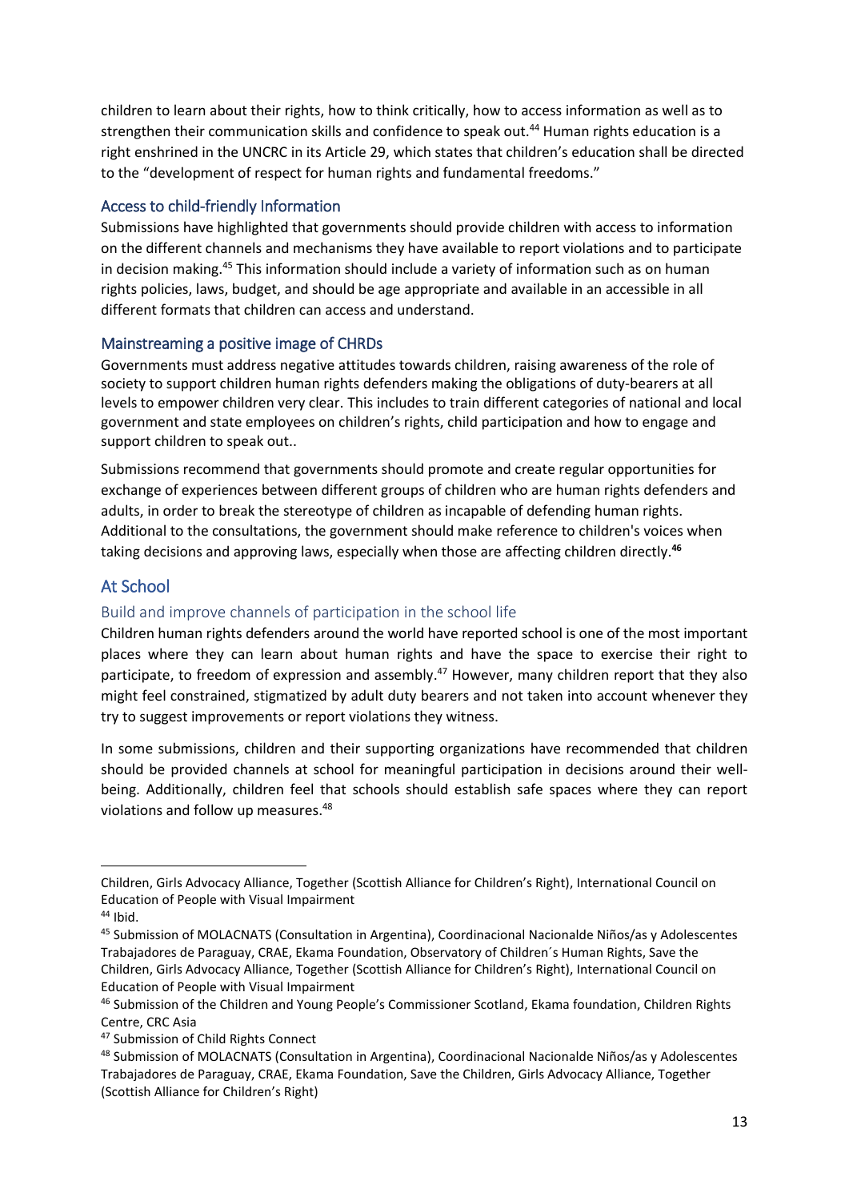children to learn about their rights, how to think critically, how to access information as well as to strengthen their communication skills and confidence to speak out.[44] Human rights education is a right enshrined in the UNCRC in its Article 29, which states that children's education shall be directed to the "development of respect for human rights and fundamental freedoms."

### Access to child-friendly Information

Submissions have highlighted that governments should provide children with access to information on the different channels and mechanisms they have available to report violations and to participate in decision making.[45] This information should include a variety of information such as on human rights policies, laws, budget, and should be age appropriate and available in an accessible in all different formats that children can access and understand.

### Mainstreaming a positive image of CHRDs

Governments must address negative attitudes towards children, raising awareness of the role of society to support children human rights defenders making the obligations of duty-bearers at all levels to empower children very clear. This includes to train different categories of national and local government and state employees on children's rights, child participation and how to engage and support children to speak out..

Submissions recommend that governments should promote and create regular opportunities for exchange of experiences between different groups of children who are human rights defenders and adults, in order to break the stereotype of children as incapable of defending human rights. Additional to the consultations, the government should make reference to children's voices when taking decisions and approving laws, especially when those are affecting children directly.[46]

## At School

### Build and improve channels of participation in the school life

Children human rights defenders around the world have reported school is one of the most important places where they can learn about human rights and have the space to exercise their right to participate, to freedom of expression and assembly.[47] However, many children report that they also might feel constrained, stigmatized by adult duty bearers and not taken into account whenever they try to suggest improvements or report violations they witness.

In some submissions, children and their supporting organizations have recommended that children should be provided channels at school for meaningful participation in decisions around their well-being. Additionally, children feel that schools should establish safe spaces where they can report violations and follow up measures.[48]

---

Children, Girls Advocacy Alliance, Together (Scottish Alliance for Children's Right), International Council on Education of People with Visual Impairment

[44] Ibid.

[45] Submission of MOLACNATS (Consultation in Argentina), Coordinacional Nacionalde Niños/as y Adolescentes Trabajadores de Paraguay, CRAE, Ekama Foundation, Observatory of Children´s Human Rights, Save the Children, Girls Advocacy Alliance, Together (Scottish Alliance for Children's Right), International Council on Education of People with Visual Impairment

[46] Submission of the Children and Young People's Commissioner Scotland, Ekama foundation, Children Rights Centre, CRC Asia

[47] Submission of Child Rights Connect

[48] Submission of MOLACNATS (Consultation in Argentina), Coordinacional Nacionalde Niños/as y Adolescentes Trabajadores de Paraguay, CRAE, Ekama Foundation, Save the Children, Girls Advocacy Alliance, Together (Scottish Alliance for Children's Right)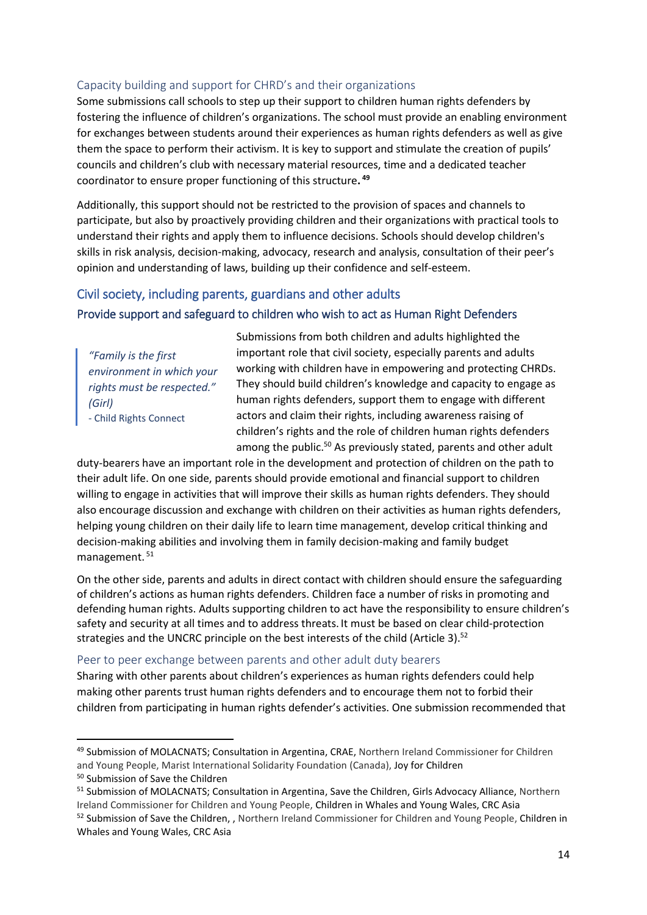### Capacity building and support for CHRD's and their organizations

Some submissions call schools to step up their support to children human rights defenders by fostering the influence of children's organizations. The school must provide an enabling environment for exchanges between students around their experiences as human rights defenders as well as give them the space to perform their activism. It is key to support and stimulate the creation of pupils' councils and children's club with necessary material resources, time and a dedicated teacher coordinator to ensure proper functioning of this structure.[49]

Additionally, this support should not be restricted to the provision of spaces and channels to participate, but also by proactively providing children and their organizations with practical tools to understand their rights and apply them to influence decisions. Schools should develop children's skills in risk analysis, decision-making, advocacy, research and analysis, consultation of their peer's opinion and understanding of laws, building up their confidence and self-esteem.

## Civil society, including parents, guardians and other adults

### Provide support and safeguard to children who wish to act as Human Right Defenders

> *"Family is the first environment in which your rights must be respected." (Girl)*
> - Child Rights Connect

Submissions from both children and adults highlighted the important role that civil society, especially parents and adults working with children have in empowering and protecting CHRDs. They should build children's knowledge and capacity to engage as human rights defenders, support them to engage with different actors and claim their rights, including awareness raising of children's rights and the role of children human rights defenders among the public.[50] As previously stated, parents and other adult duty-bearers have an important role in the development and protection of children on the path to their adult life. On one side, parents should provide emotional and financial support to children willing to engage in activities that will improve their skills as human rights defenders. They should also encourage discussion and exchange with children on their activities as human rights defenders, helping young children on their daily life to learn time management, develop critical thinking and decision-making abilities and involving them in family decision-making and family budget management.[51]

On the other side, parents and adults in direct contact with children should ensure the safeguarding of children's actions as human rights defenders. Children face a number of risks in promoting and defending human rights. Adults supporting children to act have the responsibility to ensure children's safety and security at all times and to address threats. It must be based on clear child-protection strategies and the UNCRC principle on the best interests of the child (Article 3).[52]

### Peer to peer exchange between parents and other adult duty bearers

Sharing with other parents about children's experiences as human rights defenders could help making other parents trust human rights defenders and to encourage them not to forbid their children from participating in human rights defender's activities. One submission recommended that

---

[49] Submission of MOLACNATS; Consultation in Argentina, CRAE, Northern Ireland Commissioner for Children and Young People, Marist International Solidarity Foundation (Canada), Joy for Children

[50] Submission of Save the Children

[51] Submission of MOLACNATS; Consultation in Argentina, Save the Children, Girls Advocacy Alliance, Northern Ireland Commissioner for Children and Young People, Children in Whales and Young Wales, CRC Asia

[52] Submission of Save the Children, , Northern Ireland Commissioner for Children and Young People, Children in Whales and Young Wales, CRC Asia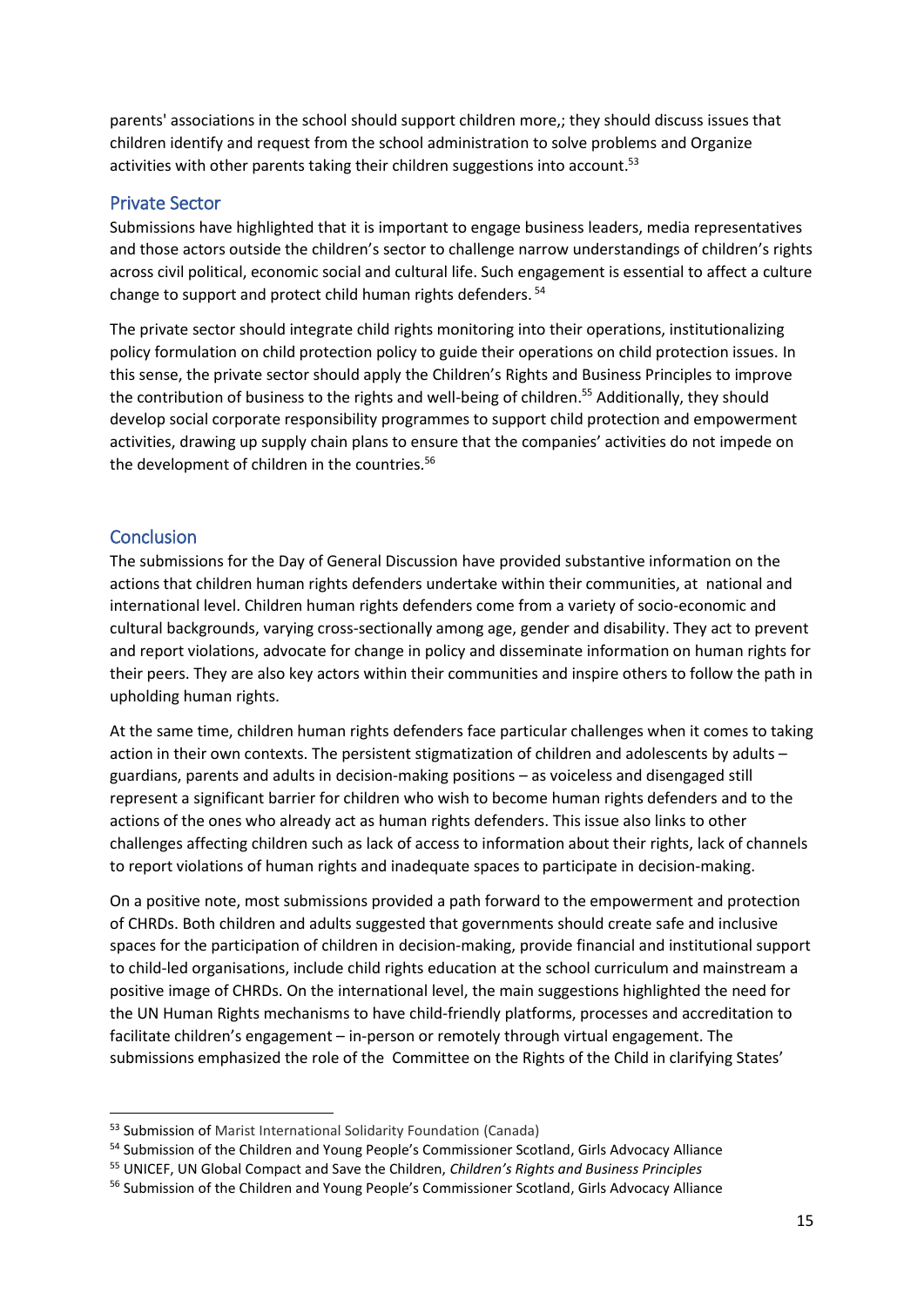parents' associations in the school should support children more,; they should discuss issues that children identify and request from the school administration to solve problems and Organize activities with other parents taking their children suggestions into account.[53]

## Private Sector

Submissions have highlighted that it is important to engage business leaders, media representatives and those actors outside the children's sector to challenge narrow understandings of children's rights across civil political, economic social and cultural life. Such engagement is essential to affect a culture change to support and protect child human rights defenders. [54]

The private sector should integrate child rights monitoring into their operations, institutionalizing policy formulation on child protection policy to guide their operations on child protection issues. In this sense, the private sector should apply the Children's Rights and Business Principles to improve the contribution of business to the rights and well-being of children.[55] Additionally, they should develop social corporate responsibility programmes to support child protection and empowerment activities, drawing up supply chain plans to ensure that the companies' activities do not impede on the development of children in the countries.[56]

## Conclusion

The submissions for the Day of General Discussion have provided substantive information on the actions that children human rights defenders undertake within their communities, at national and international level. Children human rights defenders come from a variety of socio-economic and cultural backgrounds, varying cross-sectionally among age, gender and disability. They act to prevent and report violations, advocate for change in policy and disseminate information on human rights for their peers. They are also key actors within their communities and inspire others to follow the path in upholding human rights.

At the same time, children human rights defenders face particular challenges when it comes to taking action in their own contexts. The persistent stigmatization of children and adolescents by adults – guardians, parents and adults in decision-making positions – as voiceless and disengaged still represent a significant barrier for children who wish to become human rights defenders and to the actions of the ones who already act as human rights defenders. This issue also links to other challenges affecting children such as lack of access to information about their rights, lack of channels to report violations of human rights and inadequate spaces to participate in decision-making.

On a positive note, most submissions provided a path forward to the empowerment and protection of CHRDs. Both children and adults suggested that governments should create safe and inclusive spaces for the participation of children in decision-making, provide financial and institutional support to child-led organisations, include child rights education at the school curriculum and mainstream a positive image of CHRDs. On the international level, the main suggestions highlighted the need for the UN Human Rights mechanisms to have child-friendly platforms, processes and accreditation to facilitate children's engagement – in-person or remotely through virtual engagement. The submissions emphasized the role of the Committee on the Rights of the Child in clarifying States'

---

[53] Submission of Marist International Solidarity Foundation (Canada)

[54] Submission of the Children and Young People's Commissioner Scotland, Girls Advocacy Alliance

[55] UNICEF, UN Global Compact and Save the Children, *Children's Rights and Business Principles*

[56] Submission of the Children and Young People's Commissioner Scotland, Girls Advocacy Alliance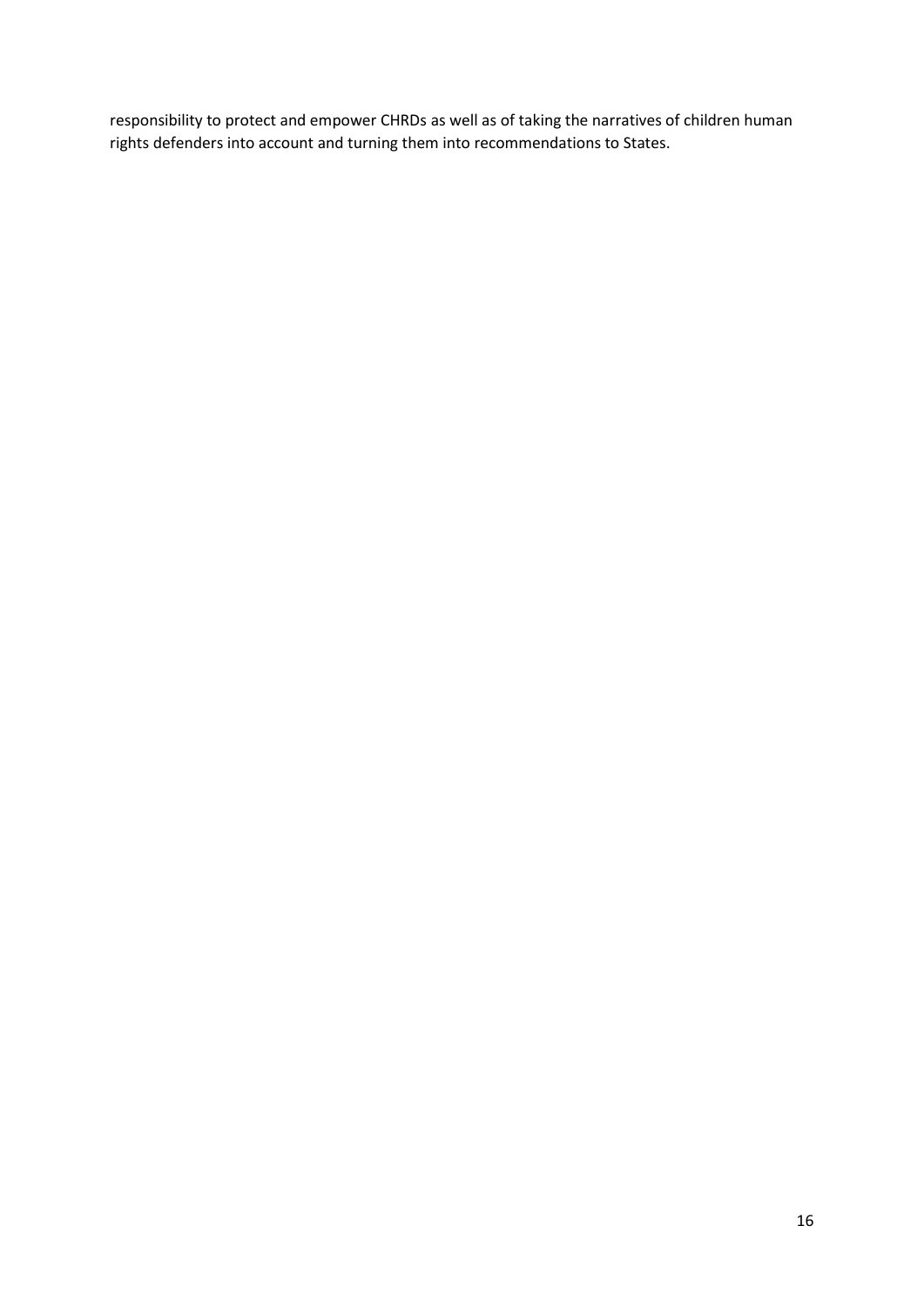responsibility to protect and empower CHRDs as well as of taking the narratives of children human rights defenders into account and turning them into recommendations to States.